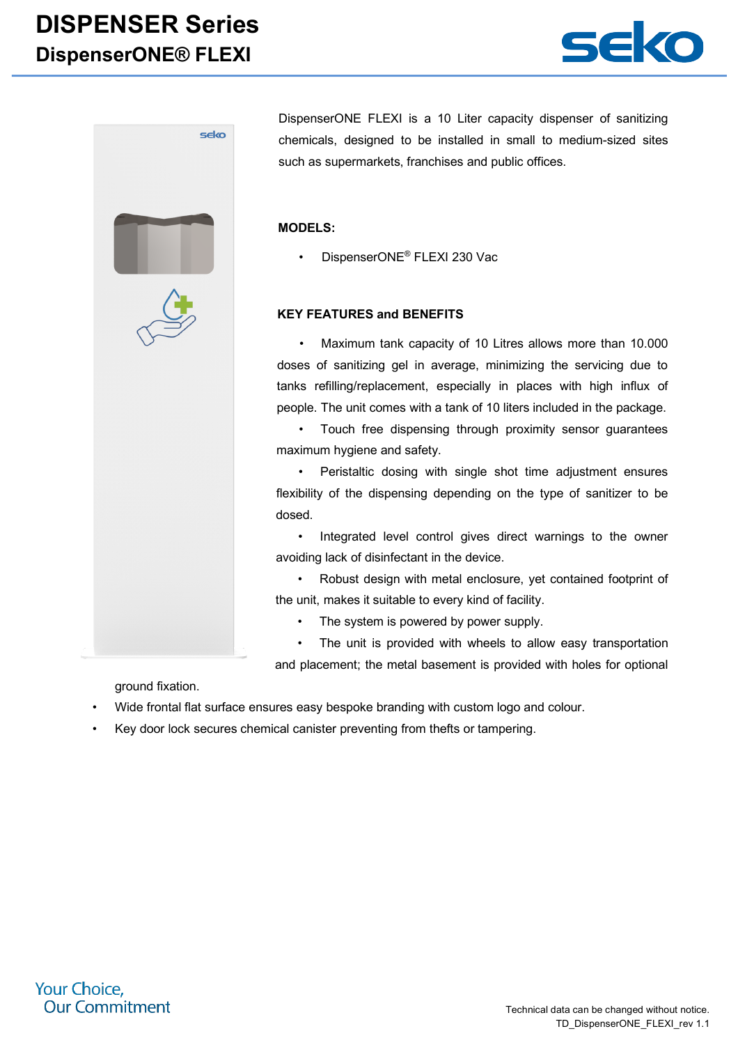# DISPENSER Series
## DispenserONE® FLEXI

DispenserONE FLEXI is a 10 Liter capacity dispenser of sanitizing chemicals, designed to be installed in small to medium-sized sites such as supermarkets, franchises and public offices.

**MODELS:**

- DispenserONE® FLEXI 230 Vac

**KEY FEATURES and BENEFITS**

- Maximum tank capacity of 10 Litres allows more than 10.000 doses of sanitizing gel in average, minimizing the servicing due to tanks refilling/replacement, especially in places with high influx of people. The unit comes with a tank of 10 liters included in the package.
- Touch free dispensing through proximity sensor guarantees maximum hygiene and safety.
- Peristaltic dosing with single shot time adjustment ensures flexibility of the dispensing depending on the type of sanitizer to be dosed.
- Integrated level control gives direct warnings to the owner avoiding lack of disinfectant in the device.
- Robust design with metal enclosure, yet contained footprint of the unit, makes it suitable to every kind of facility.
- The system is powered by power supply.
- The unit is provided with wheels to allow easy transportation and placement; the metal basement is provided with holes for optional ground fixation.
- Wide frontal flat surface ensures easy bespoke branding with custom logo and colour.
- Key door lock secures chemical canister preventing from thefts or tampering.

Technical data can be changed without notice.
TD_DispenserONE_FLEXI_rev 1.1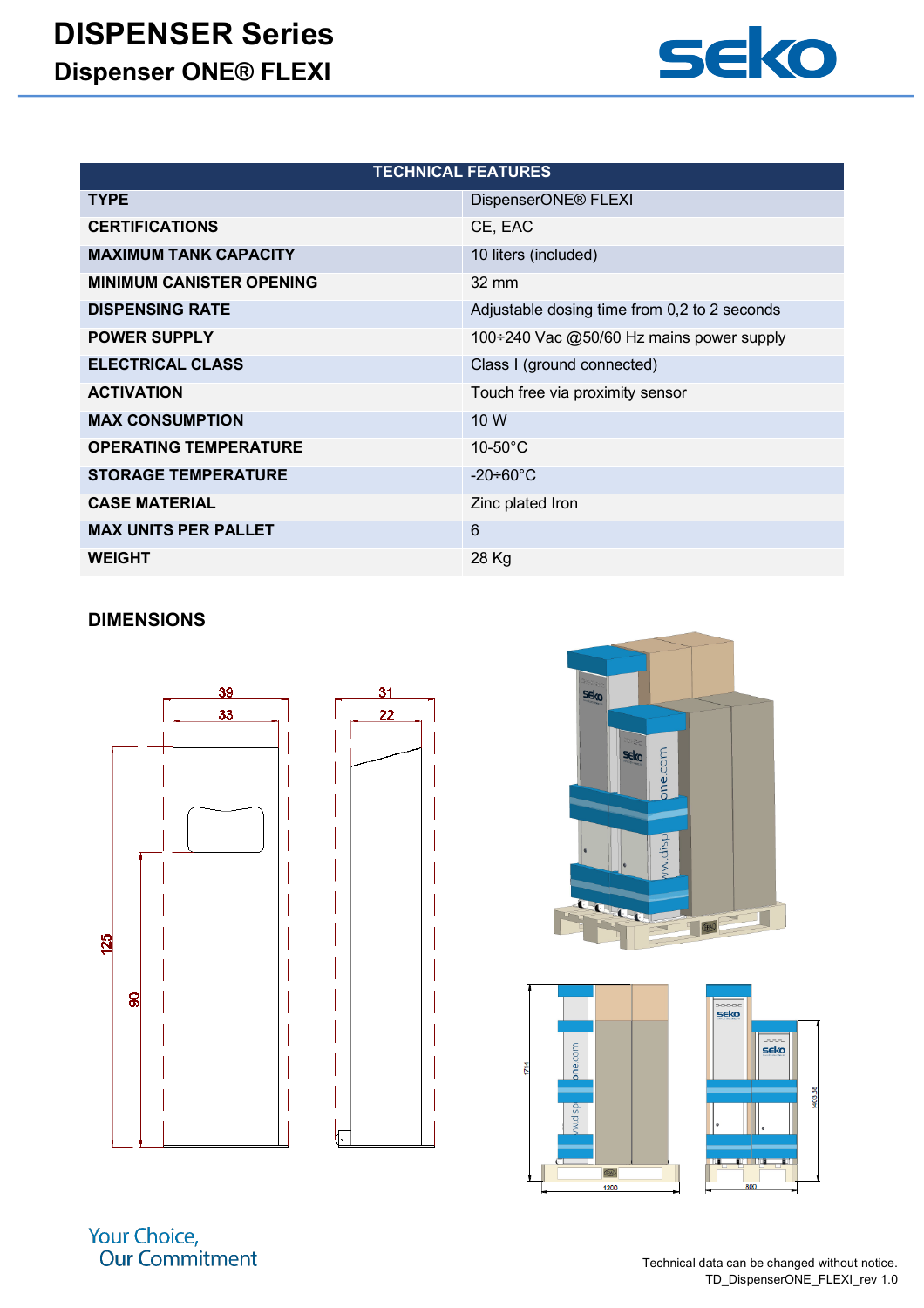# DISPENSER Series

## Dispenser ONE® FLEXI

| TECHNICAL FEATURES | |
|---|---|
| **TYPE** | DispenserONE® FLEXI |
| **CERTIFICATIONS** | CE, EAC |
| **MAXIMUM TANK CAPACITY** | 10 liters (included) |
| **MINIMUM CANISTER OPENING** | 32 mm |
| **DISPENSING RATE** | Adjustable dosing time from 0,2 to 2 seconds |
| **POWER SUPPLY** | 100÷240 Vac @50/60 Hz mains power supply |
| **ELECTRICAL CLASS** | Class I (ground connected) |
| **ACTIVATION** | Touch free via proximity sensor |
| **MAX CONSUMPTION** | 10 W |
| **OPERATING TEMPERATURE** | 10-50°C |
| **STORAGE TEMPERATURE** | -20÷60°C |
| **CASE MATERIAL** | Zinc plated Iron |
| **MAX UNITS PER PALLET** | 6 |
| **WEIGHT** | 28 Kg |

### DIMENSIONS

39
33
125
90
31
22

1714
1200
800
1403.88

Your Choice,
Our Commitment

Technical data can be changed without notice.
TD_DispenserONE_FLEXI_rev 1.0